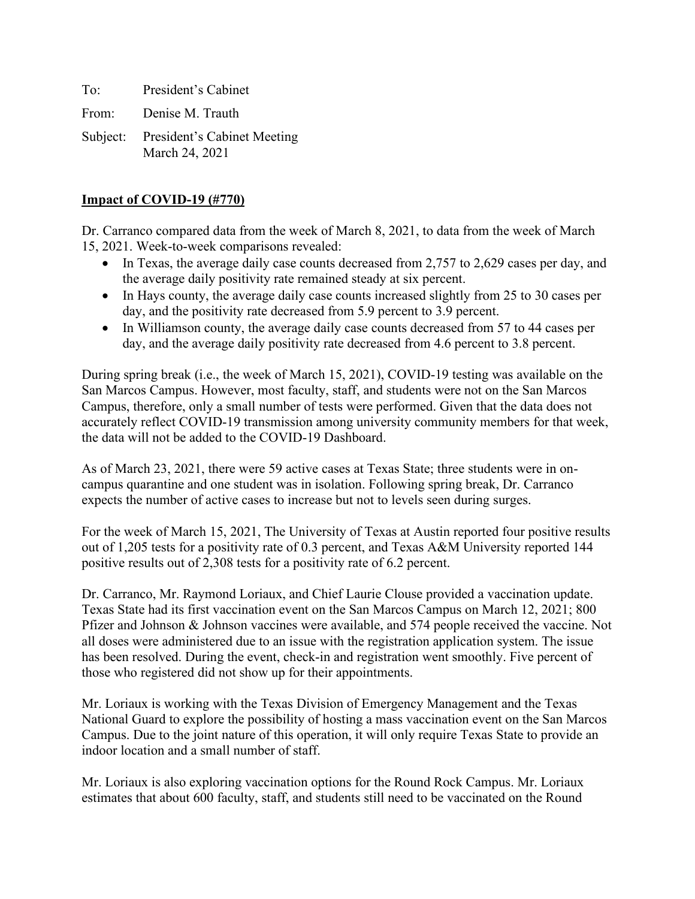To: President's Cabinet

From: Denise M. Trauth

Subject: President's Cabinet Meeting
March 24, 2021

**Impact of COVID-19 (#770)**

Dr. Carranco compared data from the week of March 8, 2021, to data from the week of March 15, 2021. Week-to-week comparisons revealed:

- In Texas, the average daily case counts decreased from 2,757 to 2,629 cases per day, and the average daily positivity rate remained steady at six percent.
- In Hays county, the average daily case counts increased slightly from 25 to 30 cases per day, and the positivity rate decreased from 5.9 percent to 3.9 percent.
- In Williamson county, the average daily case counts decreased from 57 to 44 cases per day, and the average daily positivity rate decreased from 4.6 percent to 3.8 percent.

During spring break (i.e., the week of March 15, 2021), COVID-19 testing was available on the San Marcos Campus. However, most faculty, staff, and students were not on the San Marcos Campus, therefore, only a small number of tests were performed. Given that the data does not accurately reflect COVID-19 transmission among university community members for that week, the data will not be added to the COVID-19 Dashboard.

As of March 23, 2021, there were 59 active cases at Texas State; three students were in on-campus quarantine and one student was in isolation. Following spring break, Dr. Carranco expects the number of active cases to increase but not to levels seen during surges.

For the week of March 15, 2021, The University of Texas at Austin reported four positive results out of 1,205 tests for a positivity rate of 0.3 percent, and Texas A&M University reported 144 positive results out of 2,308 tests for a positivity rate of 6.2 percent.

Dr. Carranco, Mr. Raymond Loriaux, and Chief Laurie Clouse provided a vaccination update. Texas State had its first vaccination event on the San Marcos Campus on March 12, 2021; 800 Pfizer and Johnson & Johnson vaccines were available, and 574 people received the vaccine. Not all doses were administered due to an issue with the registration application system. The issue has been resolved. During the event, check-in and registration went smoothly. Five percent of those who registered did not show up for their appointments.

Mr. Loriaux is working with the Texas Division of Emergency Management and the Texas National Guard to explore the possibility of hosting a mass vaccination event on the San Marcos Campus. Due to the joint nature of this operation, it will only require Texas State to provide an indoor location and a small number of staff.

Mr. Loriaux is also exploring vaccination options for the Round Rock Campus. Mr. Loriaux estimates that about 600 faculty, staff, and students still need to be vaccinated on the Round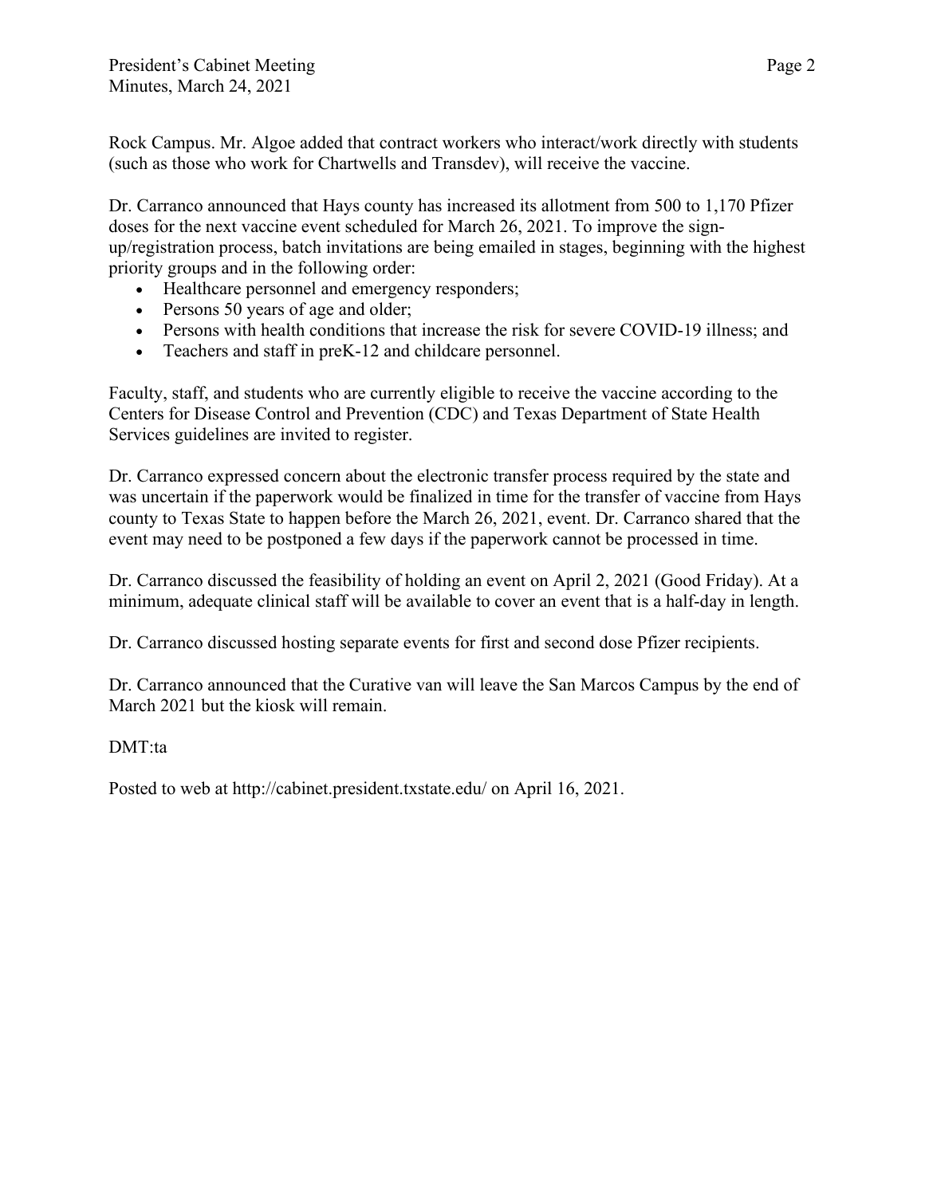Rock Campus. Mr. Algoe added that contract workers who interact/work directly with students (such as those who work for Chartwells and Transdev), will receive the vaccine.

Dr. Carranco announced that Hays county has increased its allotment from 500 to 1,170 Pfizer doses for the next vaccine event scheduled for March 26, 2021. To improve the sign-up/registration process, batch invitations are being emailed in stages, beginning with the highest priority groups and in the following order:

- Healthcare personnel and emergency responders;
- Persons 50 years of age and older;
- Persons with health conditions that increase the risk for severe COVID-19 illness; and
- Teachers and staff in preK-12 and childcare personnel.

Faculty, staff, and students who are currently eligible to receive the vaccine according to the Centers for Disease Control and Prevention (CDC) and Texas Department of State Health Services guidelines are invited to register.

Dr. Carranco expressed concern about the electronic transfer process required by the state and was uncertain if the paperwork would be finalized in time for the transfer of vaccine from Hays county to Texas State to happen before the March 26, 2021, event. Dr. Carranco shared that the event may need to be postponed a few days if the paperwork cannot be processed in time.

Dr. Carranco discussed the feasibility of holding an event on April 2, 2021 (Good Friday). At a minimum, adequate clinical staff will be available to cover an event that is a half-day in length.

Dr. Carranco discussed hosting separate events for first and second dose Pfizer recipients.

Dr. Carranco announced that the Curative van will leave the San Marcos Campus by the end of March 2021 but the kiosk will remain.

DMT:ta

Posted to web at http://cabinet.president.txstate.edu/ on April 16, 2021.